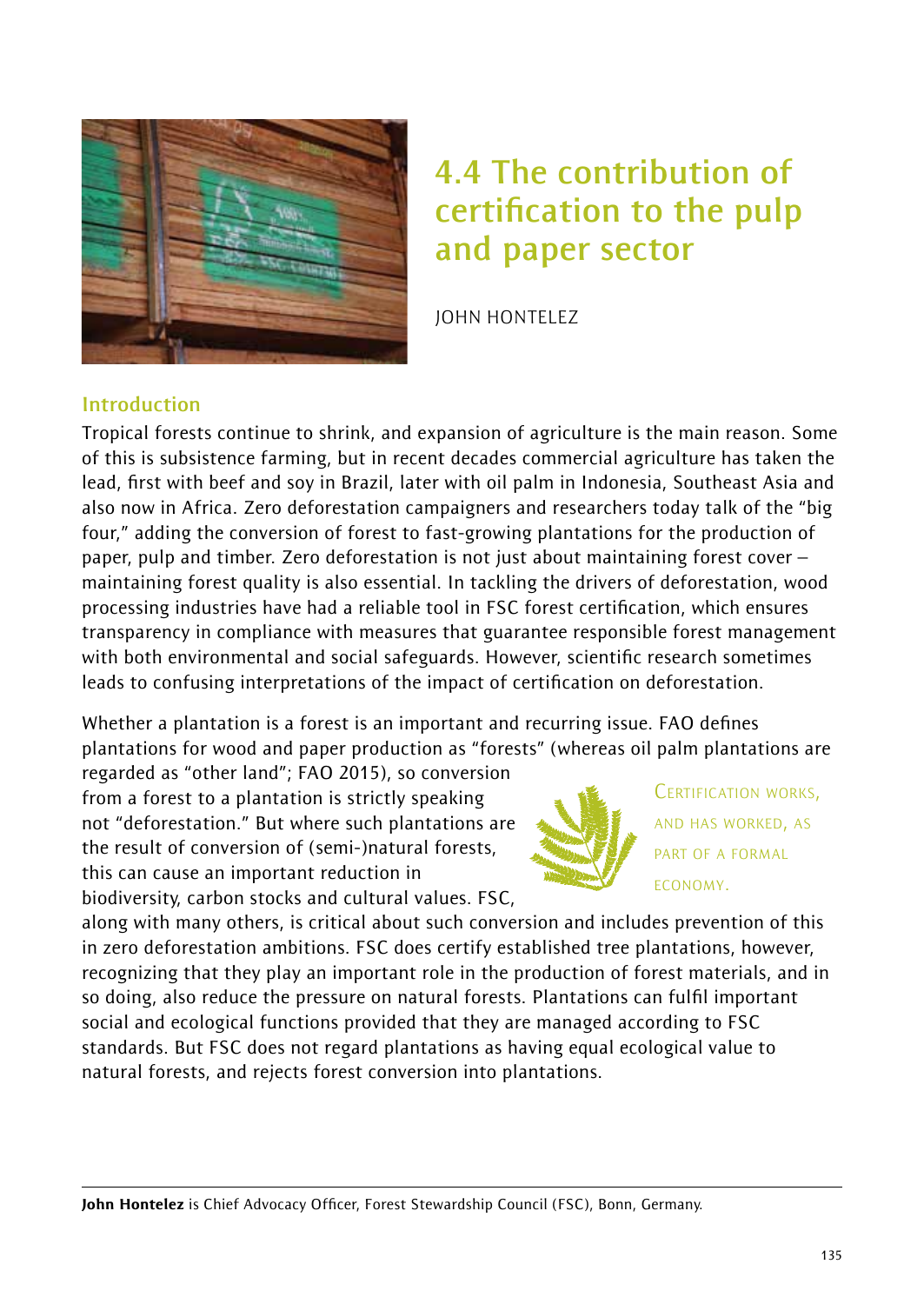# 4.4 The contribution of certification to the pulp and paper sector

JOHN HONTELEZ

## Introduction

Tropical forests continue to shrink, and expansion of agriculture is the main reason. Some of this is subsistence farming, but in recent decades commercial agriculture has taken the lead, first with beef and soy in Brazil, later with oil palm in Indonesia, Southeast Asia and also now in Africa. Zero deforestation campaigners and researchers today talk of the "big four," adding the conversion of forest to fast-growing plantations for the production of paper, pulp and timber. Zero deforestation is not just about maintaining forest cover – maintaining forest quality is also essential. In tackling the drivers of deforestation, wood processing industries have had a reliable tool in FSC forest certification, which ensures transparency in compliance with measures that guarantee responsible forest management with both environmental and social safeguards. However, scientific research sometimes leads to confusing interpretations of the impact of certification on deforestation.

Whether a plantation is a forest is an important and recurring issue. FAO defines plantations for wood and paper production as "forests" (whereas oil palm plantations are regarded as "other land"; FAO 2015), so conversion from a forest to a plantation is strictly speaking not "deforestation." But where such plantations are the result of conversion of (semi-)natural forests, this can cause an important reduction in biodiversity, carbon stocks and cultural values. FSC, along with many others, is critical about such conversion and includes prevention of this in zero deforestation ambitions. FSC does certify established tree plantations, however, recognizing that they play an important role in the production of forest materials, and in so doing, also reduce the pressure on natural forests. Plantations can fulfil important social and ecological functions provided that they are managed according to FSC standards. But FSC does not regard plantations as having equal ecological value to natural forests, and rejects forest conversion into plantations.

> CERTIFICATION WORKS, AND HAS WORKED, AS PART OF A FORMAL ECONOMY.

**John Hontelez** is Chief Advocacy Officer, Forest Stewardship Council (FSC), Bonn, Germany.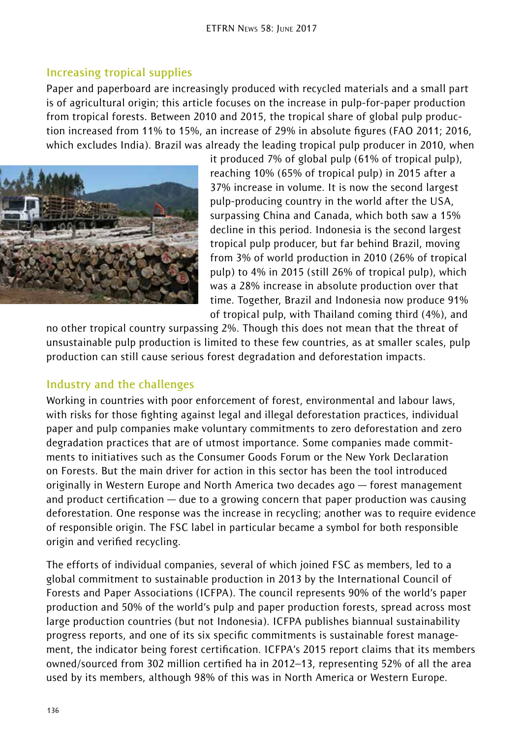## Increasing tropical supplies

Paper and paperboard are increasingly produced with recycled materials and a small part is of agricultural origin; this article focuses on the increase in pulp-for-paper production from tropical forests. Between 2010 and 2015, the tropical share of global pulp production increased from 11% to 15%, an increase of 29% in absolute figures (FAO 2011; 2016, which excludes India). Brazil was already the leading tropical pulp producer in 2010, when it produced 7% of global pulp (61% of tropical pulp), reaching 10% (65% of tropical pulp) in 2015 after a 37% increase in volume. It is now the second largest pulp-producing country in the world after the USA, surpassing China and Canada, which both saw a 15% decline in this period. Indonesia is the second largest tropical pulp producer, but far behind Brazil, moving from 3% of world production in 2010 (26% of tropical pulp) to 4% in 2015 (still 26% of tropical pulp), which was a 28% increase in absolute production over that time. Together, Brazil and Indonesia now produce 91% of tropical pulp, with Thailand coming third (4%), and no other tropical country surpassing 2%. Though this does not mean that the threat of unsustainable pulp production is limited to these few countries, as at smaller scales, pulp production can still cause serious forest degradation and deforestation impacts.

## Industry and the challenges

Working in countries with poor enforcement of forest, environmental and labour laws, with risks for those fighting against legal and illegal deforestation practices, individual paper and pulp companies make voluntary commitments to zero deforestation and zero degradation practices that are of utmost importance. Some companies made commitments to initiatives such as the Consumer Goods Forum or the New York Declaration on Forests. But the main driver for action in this sector has been the tool introduced originally in Western Europe and North America two decades ago — forest management and product certification — due to a growing concern that paper production was causing deforestation. One response was the increase in recycling; another was to require evidence of responsible origin. The FSC label in particular became a symbol for both responsible origin and verified recycling.

The efforts of individual companies, several of which joined FSC as members, led to a global commitment to sustainable production in 2013 by the International Council of Forests and Paper Associations (ICFPA). The council represents 90% of the world's paper production and 50% of the world's pulp and paper production forests, spread across most large production countries (but not Indonesia). ICFPA publishes biannual sustainability progress reports, and one of its six specific commitments is sustainable forest management, the indicator being forest certification. ICFPA's 2015 report claims that its members owned/sourced from 302 million certified ha in 2012–13, representing 52% of all the area used by its members, although 98% of this was in North America or Western Europe.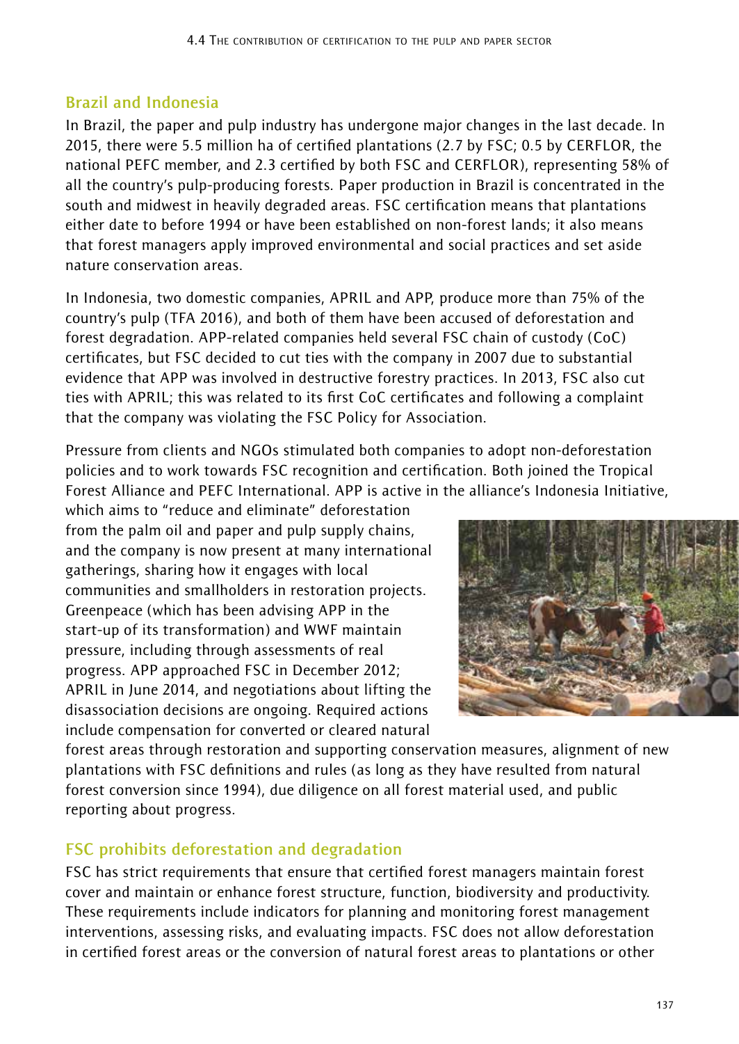## Brazil and Indonesia

In Brazil, the paper and pulp industry has undergone major changes in the last decade. In 2015, there were 5.5 million ha of certified plantations (2.7 by FSC; 0.5 by CERFLOR, the national PEFC member, and 2.3 certified by both FSC and CERFLOR), representing 58% of all the country's pulp-producing forests. Paper production in Brazil is concentrated in the south and midwest in heavily degraded areas. FSC certification means that plantations either date to before 1994 or have been established on non-forest lands; it also means that forest managers apply improved environmental and social practices and set aside nature conservation areas.

In Indonesia, two domestic companies, APRIL and APP, produce more than 75% of the country's pulp (TFA 2016), and both of them have been accused of deforestation and forest degradation. APP-related companies held several FSC chain of custody (CoC) certificates, but FSC decided to cut ties with the company in 2007 due to substantial evidence that APP was involved in destructive forestry practices. In 2013, FSC also cut ties with APRIL; this was related to its first CoC certificates and following a complaint that the company was violating the FSC Policy for Association.

Pressure from clients and NGOs stimulated both companies to adopt non-deforestation policies and to work towards FSC recognition and certification. Both joined the Tropical Forest Alliance and PEFC International. APP is active in the alliance's Indonesia Initiative, which aims to "reduce and eliminate" deforestation from the palm oil and paper and pulp supply chains, and the company is now present at many international gatherings, sharing how it engages with local communities and smallholders in restoration projects. Greenpeace (which has been advising APP in the start-up of its transformation) and WWF maintain pressure, including through assessments of real progress. APP approached FSC in December 2012; APRIL in June 2014, and negotiations about lifting the disassociation decisions are ongoing. Required actions include compensation for converted or cleared natural forest areas through restoration and supporting conservation measures, alignment of new plantations with FSC definitions and rules (as long as they have resulted from natural forest conversion since 1994), due diligence on all forest material used, and public reporting about progress.

## FSC prohibits deforestation and degradation

FSC has strict requirements that ensure that certified forest managers maintain forest cover and maintain or enhance forest structure, function, biodiversity and productivity. These requirements include indicators for planning and monitoring forest management interventions, assessing risks, and evaluating impacts. FSC does not allow deforestation in certified forest areas or the conversion of natural forest areas to plantations or other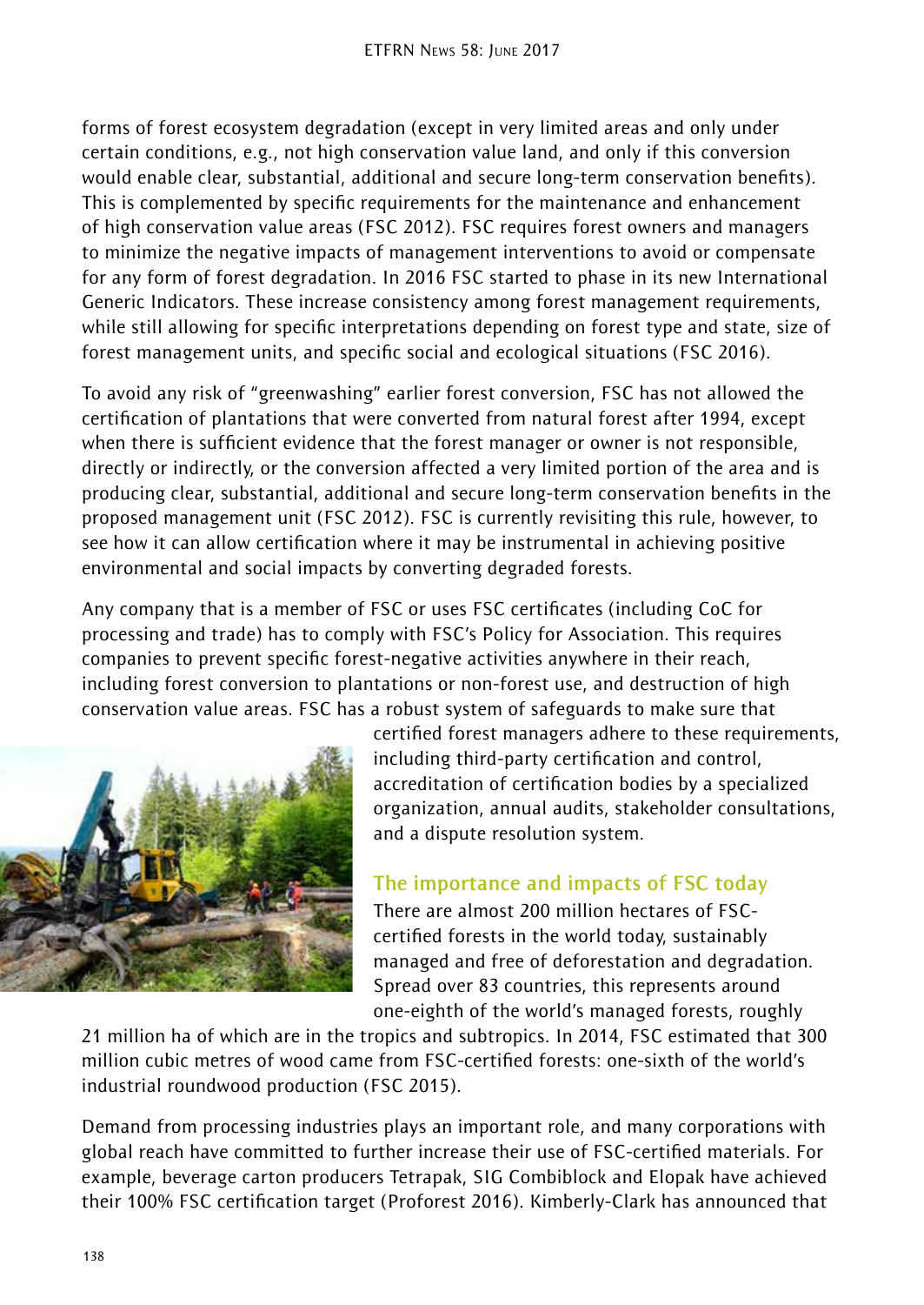forms of forest ecosystem degradation (except in very limited areas and only under certain conditions, e.g., not high conservation value land, and only if this conversion would enable clear, substantial, additional and secure long-term conservation benefits). This is complemented by specific requirements for the maintenance and enhancement of high conservation value areas (FSC 2012). FSC requires forest owners and managers to minimize the negative impacts of management interventions to avoid or compensate for any form of forest degradation. In 2016 FSC started to phase in its new International Generic Indicators. These increase consistency among forest management requirements, while still allowing for specific interpretations depending on forest type and state, size of forest management units, and specific social and ecological situations (FSC 2016).

To avoid any risk of "greenwashing" earlier forest conversion, FSC has not allowed the certification of plantations that were converted from natural forest after 1994, except when there is sufficient evidence that the forest manager or owner is not responsible, directly or indirectly, or the conversion affected a very limited portion of the area and is producing clear, substantial, additional and secure long-term conservation benefits in the proposed management unit (FSC 2012). FSC is currently revisiting this rule, however, to see how it can allow certification where it may be instrumental in achieving positive environmental and social impacts by converting degraded forests.

Any company that is a member of FSC or uses FSC certificates (including CoC for processing and trade) has to comply with FSC's Policy for Association. This requires companies to prevent specific forest-negative activities anywhere in their reach, including forest conversion to plantations or non-forest use, and destruction of high conservation value areas. FSC has a robust system of safeguards to make sure that certified forest managers adhere to these requirements, including third-party certification and control, accreditation of certification bodies by a specialized organization, annual audits, stakeholder consultations, and a dispute resolution system.

## The importance and impacts of FSC today

There are almost 200 million hectares of FSC-certified forests in the world today, sustainably managed and free of deforestation and degradation. Spread over 83 countries, this represents around one-eighth of the world's managed forests, roughly 21 million ha of which are in the tropics and subtropics. In 2014, FSC estimated that 300 million cubic metres of wood came from FSC-certified forests: one-sixth of the world's industrial roundwood production (FSC 2015).

Demand from processing industries plays an important role, and many corporations with global reach have committed to further increase their use of FSC-certified materials. For example, beverage carton producers Tetrapak, SIG Combiblock and Elopak have achieved their 100% FSC certification target (Proforest 2016). Kimberly-Clark has announced that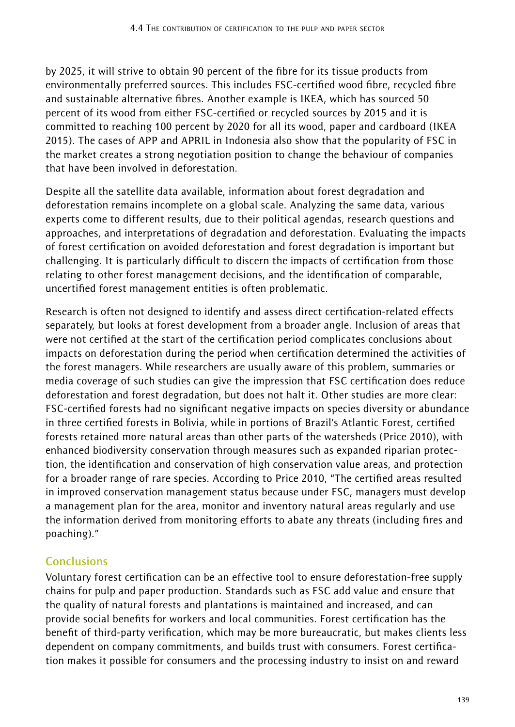by 2025, it will strive to obtain 90 percent of the fibre for its tissue products from environmentally preferred sources. This includes FSC-certified wood fibre, recycled fibre and sustainable alternative fibres. Another example is IKEA, which has sourced 50 percent of its wood from either FSC-certified or recycled sources by 2015 and it is committed to reaching 100 percent by 2020 for all its wood, paper and cardboard (IKEA 2015). The cases of APP and APRIL in Indonesia also show that the popularity of FSC in the market creates a strong negotiation position to change the behaviour of companies that have been involved in deforestation.

Despite all the satellite data available, information about forest degradation and deforestation remains incomplete on a global scale. Analyzing the same data, various experts come to different results, due to their political agendas, research questions and approaches, and interpretations of degradation and deforestation. Evaluating the impacts of forest certification on avoided deforestation and forest degradation is important but challenging. It is particularly difficult to discern the impacts of certification from those relating to other forest management decisions, and the identification of comparable, uncertified forest management entities is often problematic.

Research is often not designed to identify and assess direct certification-related effects separately, but looks at forest development from a broader angle. Inclusion of areas that were not certified at the start of the certification period complicates conclusions about impacts on deforestation during the period when certification determined the activities of the forest managers. While researchers are usually aware of this problem, summaries or media coverage of such studies can give the impression that FSC certification does reduce deforestation and forest degradation, but does not halt it. Other studies are more clear: FSC-certified forests had no significant negative impacts on species diversity or abundance in three certified forests in Bolivia, while in portions of Brazil's Atlantic Forest, certified forests retained more natural areas than other parts of the watersheds (Price 2010), with enhanced biodiversity conservation through measures such as expanded riparian protection, the identification and conservation of high conservation value areas, and protection for a broader range of rare species. According to Price 2010, "The certified areas resulted in improved conservation management status because under FSC, managers must develop a management plan for the area, monitor and inventory natural areas regularly and use the information derived from monitoring efforts to abate any threats (including fires and poaching)."

## Conclusions

Voluntary forest certification can be an effective tool to ensure deforestation-free supply chains for pulp and paper production. Standards such as FSC add value and ensure that the quality of natural forests and plantations is maintained and increased, and can provide social benefits for workers and local communities. Forest certification has the benefit of third-party verification, which may be more bureaucratic, but makes clients less dependent on company commitments, and builds trust with consumers. Forest certification makes it possible for consumers and the processing industry to insist on and reward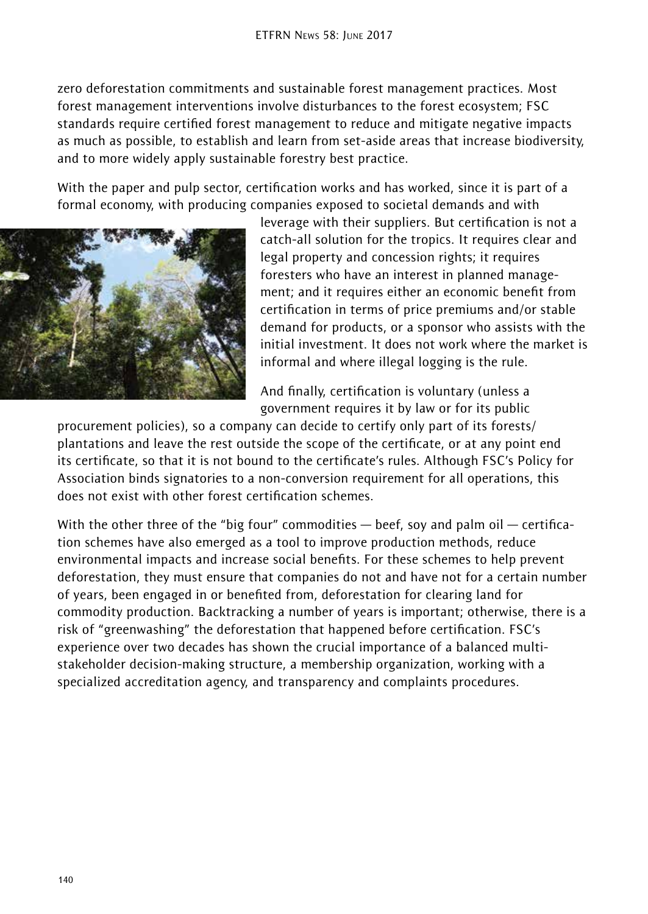zero deforestation commitments and sustainable forest management practices. Most forest management interventions involve disturbances to the forest ecosystem; FSC standards require certified forest management to reduce and mitigate negative impacts as much as possible, to establish and learn from set-aside areas that increase biodiversity, and to more widely apply sustainable forestry best practice.

With the paper and pulp sector, certification works and has worked, since it is part of a formal economy, with producing companies exposed to societal demands and with leverage with their suppliers. But certification is not a catch-all solution for the tropics. It requires clear and legal property and concession rights; it requires foresters who have an interest in planned management; and it requires either an economic benefit from certification in terms of price premiums and/or stable demand for products, or a sponsor who assists with the initial investment. It does not work where the market is informal and where illegal logging is the rule.

And finally, certification is voluntary (unless a government requires it by law or for its public procurement policies), so a company can decide to certify only part of its forests/plantations and leave the rest outside the scope of the certificate, or at any point end its certificate, so that it is not bound to the certificate's rules. Although FSC's Policy for Association binds signatories to a non-conversion requirement for all operations, this does not exist with other forest certification schemes.

With the other three of the "big four" commodities — beef, soy and palm oil — certification schemes have also emerged as a tool to improve production methods, reduce environmental impacts and increase social benefits. For these schemes to help prevent deforestation, they must ensure that companies do not and have not for a certain number of years, been engaged in or benefited from, deforestation for clearing land for commodity production. Backtracking a number of years is important; otherwise, there is a risk of "greenwashing" the deforestation that happened before certification. FSC's experience over two decades has shown the crucial importance of a balanced multi-stakeholder decision-making structure, a membership organization, working with a specialized accreditation agency, and transparency and complaints procedures.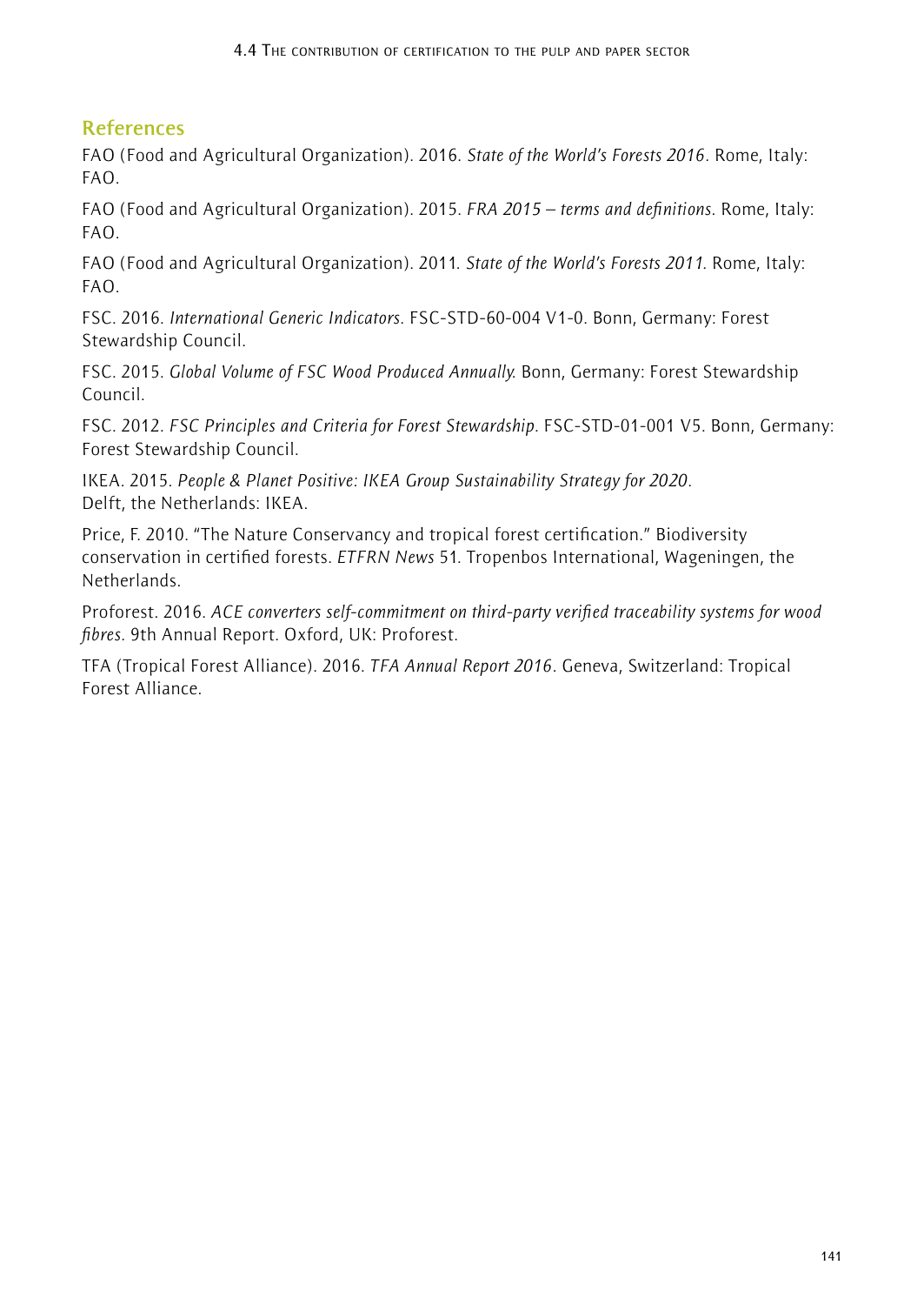## References

FAO (Food and Agricultural Organization). 2016. *State of the World's Forests 2016*. Rome, Italy: FAO.

FAO (Food and Agricultural Organization). 2015. *FRA 2015 – terms and definitions*. Rome, Italy: FAO.

FAO (Food and Agricultural Organization). 2011. *State of the World's Forests 2011*. Rome, Italy: FAO.

FSC. 2016. *International Generic Indicators*. FSC-STD-60-004 V1-0. Bonn, Germany: Forest Stewardship Council.

FSC. 2015. *Global Volume of FSC Wood Produced Annually.* Bonn, Germany: Forest Stewardship Council.

FSC. 2012. *FSC Principles and Criteria for Forest Stewardship*. FSC-STD-01-001 V5. Bonn, Germany: Forest Stewardship Council.

IKEA. 2015. *People & Planet Positive: IKEA Group Sustainability Strategy for 2020*. Delft, the Netherlands: IKEA.

Price, F. 2010. "The Nature Conservancy and tropical forest certification." Biodiversity conservation in certified forests. *ETFRN News* 51. Tropenbos International, Wageningen, the Netherlands.

Proforest. 2016. *ACE converters self-commitment on third-party verified traceability systems for wood fibres*. 9th Annual Report. Oxford, UK: Proforest.

TFA (Tropical Forest Alliance). 2016. *TFA Annual Report 2016*. Geneva, Switzerland: Tropical Forest Alliance.